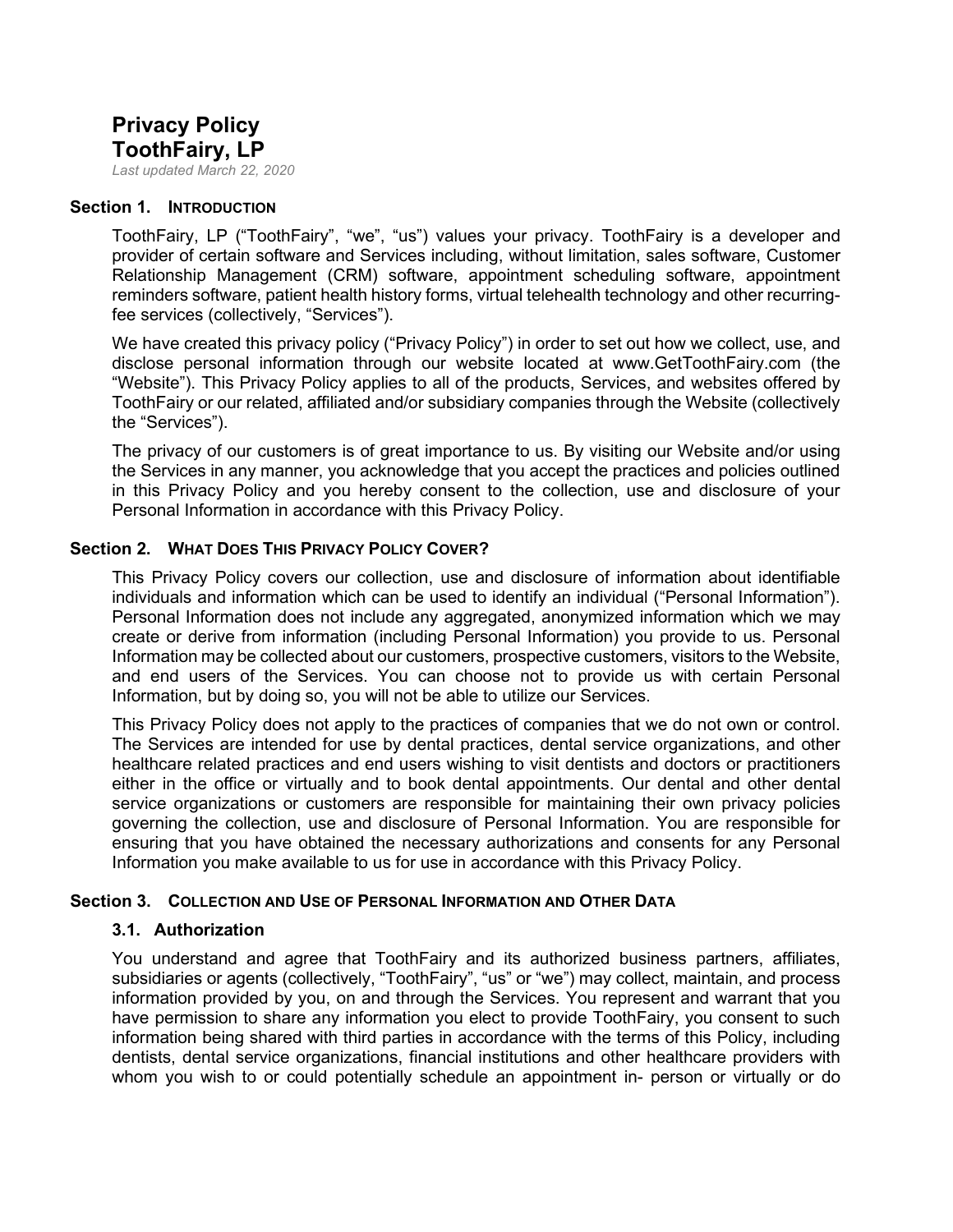# Privacy Policy
# ToothFairy, LP

*Last updated March 22, 2020*

## Section 1. Introduction

ToothFairy, LP ("ToothFairy", "we", "us") values your privacy. ToothFairy is a developer and provider of certain software and Services including, without limitation, sales software, Customer Relationship Management (CRM) software, appointment scheduling software, appointment reminders software, patient health history forms, virtual telehealth technology and other recurring-fee services (collectively, "Services").

We have created this privacy policy ("Privacy Policy") in order to set out how we collect, use, and disclose personal information through our website located at www.GetToothFairy.com (the "Website"). This Privacy Policy applies to all of the products, Services, and websites offered by ToothFairy or our related, affiliated and/or subsidiary companies through the Website (collectively the "Services").

The privacy of our customers is of great importance to us. By visiting our Website and/or using the Services in any manner, you acknowledge that you accept the practices and policies outlined in this Privacy Policy and you hereby consent to the collection, use and disclosure of your Personal Information in accordance with this Privacy Policy.

## Section 2. What Does This Privacy Policy Cover?

This Privacy Policy covers our collection, use and disclosure of information about identifiable individuals and information which can be used to identify an individual ("Personal Information"). Personal Information does not include any aggregated, anonymized information which we may create or derive from information (including Personal Information) you provide to us. Personal Information may be collected about our customers, prospective customers, visitors to the Website, and end users of the Services. You can choose not to provide us with certain Personal Information, but by doing so, you will not be able to utilize our Services.

This Privacy Policy does not apply to the practices of companies that we do not own or control. The Services are intended for use by dental practices, dental service organizations, and other healthcare related practices and end users wishing to visit dentists and doctors or practitioners either in the office or virtually and to book dental appointments. Our dental and other dental service organizations or customers are responsible for maintaining their own privacy policies governing the collection, use and disclosure of Personal Information. You are responsible for ensuring that you have obtained the necessary authorizations and consents for any Personal Information you make available to us for use in accordance with this Privacy Policy.

## Section 3. Collection and Use of Personal Information and Other Data

### 3.1. Authorization

You understand and agree that ToothFairy and its authorized business partners, affiliates, subsidiaries or agents (collectively, "ToothFairy", "us" or "we") may collect, maintain, and process information provided by you, on and through the Services. You represent and warrant that you have permission to share any information you elect to provide ToothFairy, you consent to such information being shared with third parties in accordance with the terms of this Policy, including dentists, dental service organizations, financial institutions and other healthcare providers with whom you wish to or could potentially schedule an appointment in- person or virtually or do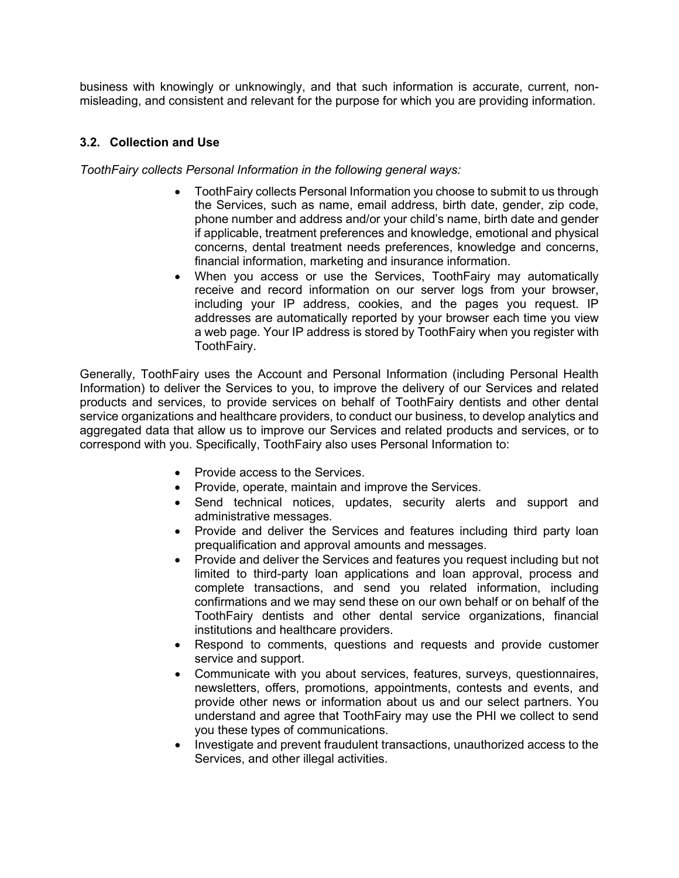business with knowingly or unknowingly, and that such information is accurate, current, non-misleading, and consistent and relevant for the purpose for which you are providing information.

### 3.2. Collection and Use

*ToothFairy collects Personal Information in the following general ways:*

- ToothFairy collects Personal Information you choose to submit to us through the Services, such as name, email address, birth date, gender, zip code, phone number and address and/or your child's name, birth date and gender if applicable, treatment preferences and knowledge, emotional and physical concerns, dental treatment needs preferences, knowledge and concerns, financial information, marketing and insurance information.
- When you access or use the Services, ToothFairy may automatically receive and record information on our server logs from your browser, including your IP address, cookies, and the pages you request. IP addresses are automatically reported by your browser each time you view a web page. Your IP address is stored by ToothFairy when you register with ToothFairy.

Generally, ToothFairy uses the Account and Personal Information (including Personal Health Information) to deliver the Services to you, to improve the delivery of our Services and related products and services, to provide services on behalf of ToothFairy dentists and other dental service organizations and healthcare providers, to conduct our business, to develop analytics and aggregated data that allow us to improve our Services and related products and services, or to correspond with you. Specifically, ToothFairy also uses Personal Information to:

- Provide access to the Services.
- Provide, operate, maintain and improve the Services.
- Send technical notices, updates, security alerts and support and administrative messages.
- Provide and deliver the Services and features including third party loan prequalification and approval amounts and messages.
- Provide and deliver the Services and features you request including but not limited to third-party loan applications and loan approval, process and complete transactions, and send you related information, including confirmations and we may send these on our own behalf or on behalf of the ToothFairy dentists and other dental service organizations, financial institutions and healthcare providers.
- Respond to comments, questions and requests and provide customer service and support.
- Communicate with you about services, features, surveys, questionnaires, newsletters, offers, promotions, appointments, contests and events, and provide other news or information about us and our select partners. You understand and agree that ToothFairy may use the PHI we collect to send you these types of communications.
- Investigate and prevent fraudulent transactions, unauthorized access to the Services, and other illegal activities.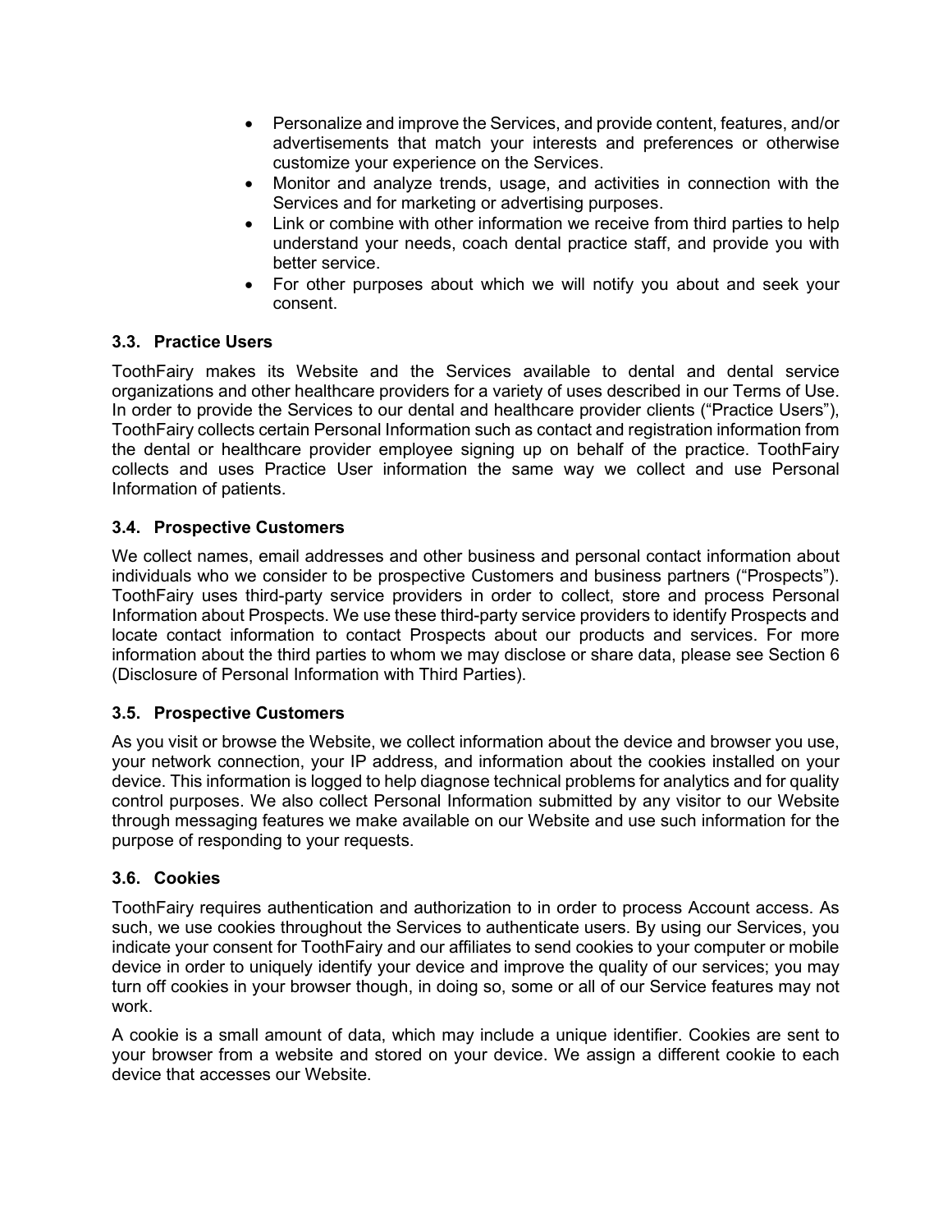- Personalize and improve the Services, and provide content, features, and/or advertisements that match your interests and preferences or otherwise customize your experience on the Services.
- Monitor and analyze trends, usage, and activities in connection with the Services and for marketing or advertising purposes.
- Link or combine with other information we receive from third parties to help understand your needs, coach dental practice staff, and provide you with better service.
- For other purposes about which we will notify you about and seek your consent.

### 3.3. Practice Users

ToothFairy makes its Website and the Services available to dental and dental service organizations and other healthcare providers for a variety of uses described in our Terms of Use. In order to provide the Services to our dental and healthcare provider clients ("Practice Users"), ToothFairy collects certain Personal Information such as contact and registration information from the dental or healthcare provider employee signing up on behalf of the practice. ToothFairy collects and uses Practice User information the same way we collect and use Personal Information of patients.

### 3.4. Prospective Customers

We collect names, email addresses and other business and personal contact information about individuals who we consider to be prospective Customers and business partners ("Prospects"). ToothFairy uses third-party service providers in order to collect, store and process Personal Information about Prospects. We use these third-party service providers to identify Prospects and locate contact information to contact Prospects about our products and services. For more information about the third parties to whom we may disclose or share data, please see Section 6 (Disclosure of Personal Information with Third Parties).

### 3.5. Prospective Customers

As you visit or browse the Website, we collect information about the device and browser you use, your network connection, your IP address, and information about the cookies installed on your device. This information is logged to help diagnose technical problems for analytics and for quality control purposes. We also collect Personal Information submitted by any visitor to our Website through messaging features we make available on our Website and use such information for the purpose of responding to your requests.

### 3.6. Cookies

ToothFairy requires authentication and authorization to in order to process Account access. As such, we use cookies throughout the Services to authenticate users. By using our Services, you indicate your consent for ToothFairy and our affiliates to send cookies to your computer or mobile device in order to uniquely identify your device and improve the quality of our services; you may turn off cookies in your browser though, in doing so, some or all of our Service features may not work.

A cookie is a small amount of data, which may include a unique identifier. Cookies are sent to your browser from a website and stored on your device. We assign a different cookie to each device that accesses our Website.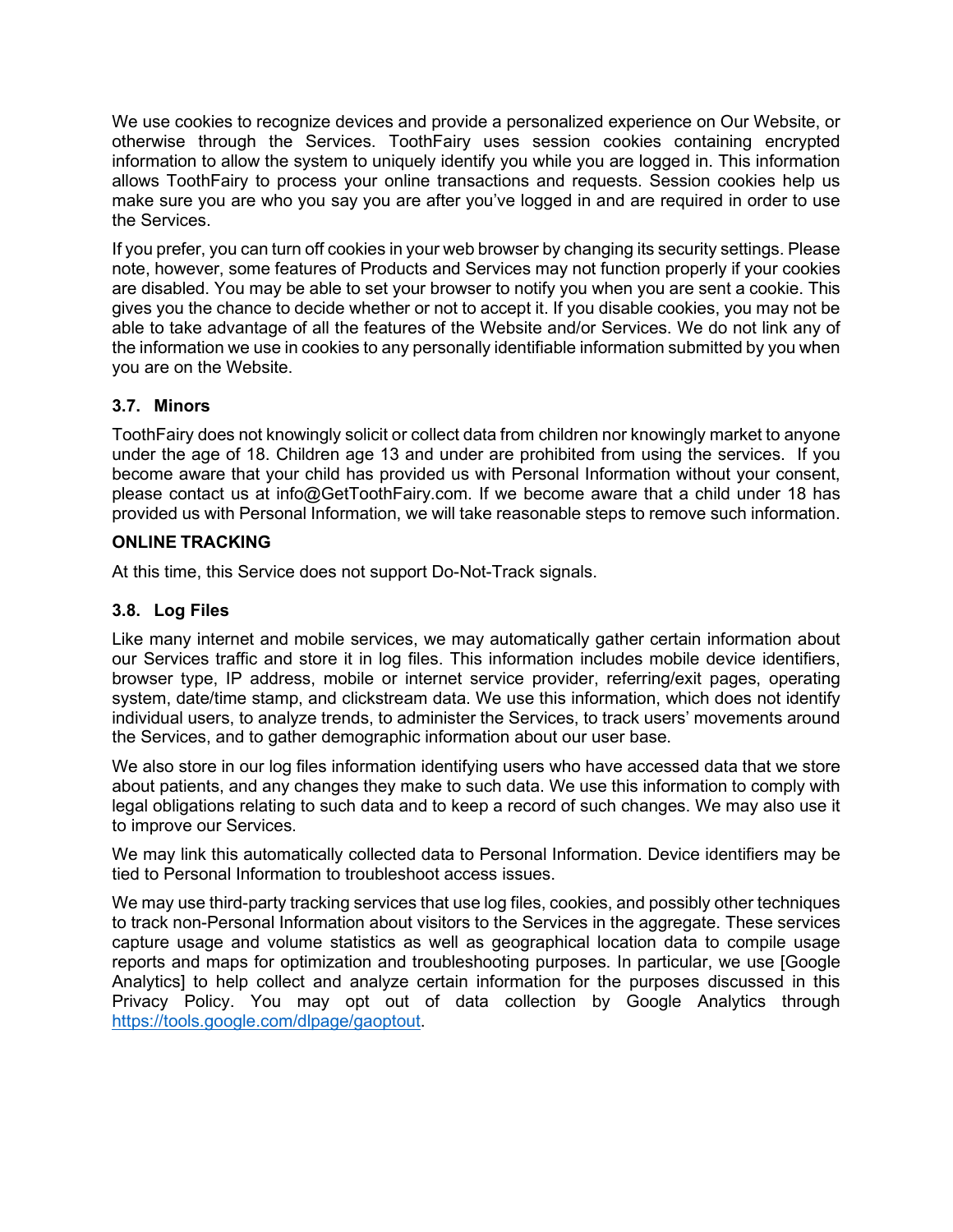We use cookies to recognize devices and provide a personalized experience on Our Website, or otherwise through the Services. ToothFairy uses session cookies containing encrypted information to allow the system to uniquely identify you while you are logged in. This information allows ToothFairy to process your online transactions and requests. Session cookies help us make sure you are who you say you are after you've logged in and are required in order to use the Services.

If you prefer, you can turn off cookies in your web browser by changing its security settings. Please note, however, some features of Products and Services may not function properly if your cookies are disabled. You may be able to set your browser to notify you when you are sent a cookie. This gives you the chance to decide whether or not to accept it. If you disable cookies, you may not be able to take advantage of all the features of the Website and/or Services. We do not link any of the information we use in cookies to any personally identifiable information submitted by you when you are on the Website.

### 3.7. Minors

ToothFairy does not knowingly solicit or collect data from children nor knowingly market to anyone under the age of 18. Children age 13 and under are prohibited from using the services. If you become aware that your child has provided us with Personal Information without your consent, please contact us at info@GetToothFairy.com. If we become aware that a child under 18 has provided us with Personal Information, we will take reasonable steps to remove such information.

**ONLINE TRACKING**

At this time, this Service does not support Do-Not-Track signals.

### 3.8. Log Files

Like many internet and mobile services, we may automatically gather certain information about our Services traffic and store it in log files. This information includes mobile device identifiers, browser type, IP address, mobile or internet service provider, referring/exit pages, operating system, date/time stamp, and clickstream data. We use this information, which does not identify individual users, to analyze trends, to administer the Services, to track users' movements around the Services, and to gather demographic information about our user base.

We also store in our log files information identifying users who have accessed data that we store about patients, and any changes they make to such data. We use this information to comply with legal obligations relating to such data and to keep a record of such changes. We may also use it to improve our Services.

We may link this automatically collected data to Personal Information. Device identifiers may be tied to Personal Information to troubleshoot access issues.

We may use third-party tracking services that use log files, cookies, and possibly other techniques to track non-Personal Information about visitors to the Services in the aggregate. These services capture usage and volume statistics as well as geographical location data to compile usage reports and maps for optimization and troubleshooting purposes. In particular, we use [Google Analytics] to help collect and analyze certain information for the purposes discussed in this Privacy Policy. You may opt out of data collection by Google Analytics through https://tools.google.com/dlpage/gaoptout.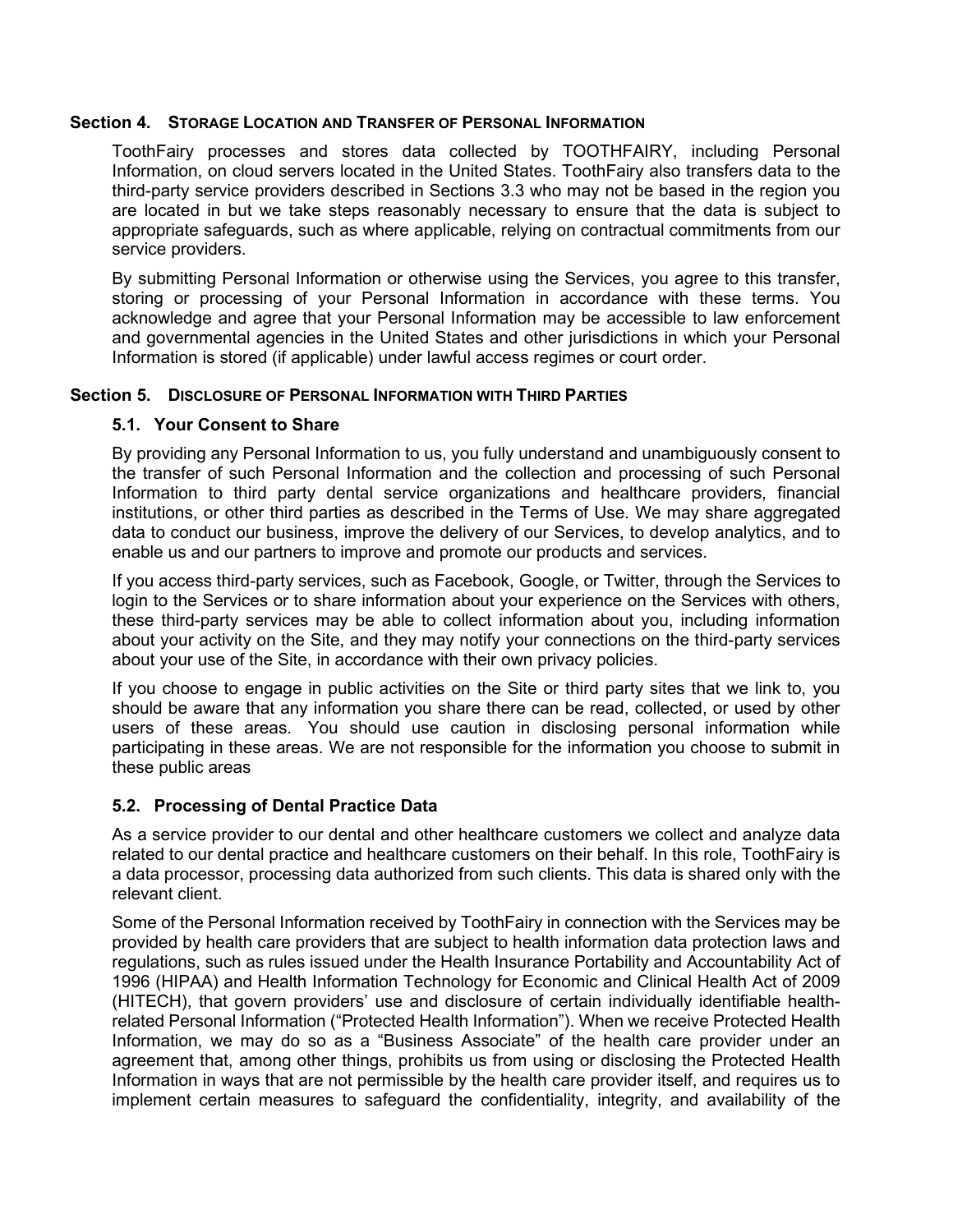## Section 4. Storage Location and Transfer of Personal Information

ToothFairy processes and stores data collected by TOOTHFAIRY, including Personal Information, on cloud servers located in the United States. ToothFairy also transfers data to the third-party service providers described in Sections 3.3 who may not be based in the region you are located in but we take steps reasonably necessary to ensure that the data is subject to appropriate safeguards, such as where applicable, relying on contractual commitments from our service providers.

By submitting Personal Information or otherwise using the Services, you agree to this transfer, storing or processing of your Personal Information in accordance with these terms. You acknowledge and agree that your Personal Information may be accessible to law enforcement and governmental agencies in the United States and other jurisdictions in which your Personal Information is stored (if applicable) under lawful access regimes or court order.

## Section 5. Disclosure of Personal Information with Third Parties

### 5.1. Your Consent to Share

By providing any Personal Information to us, you fully understand and unambiguously consent to the transfer of such Personal Information and the collection and processing of such Personal Information to third party dental service organizations and healthcare providers, financial institutions, or other third parties as described in the Terms of Use. We may share aggregated data to conduct our business, improve the delivery of our Services, to develop analytics, and to enable us and our partners to improve and promote our products and services.

If you access third-party services, such as Facebook, Google, or Twitter, through the Services to login to the Services or to share information about your experience on the Services with others, these third-party services may be able to collect information about you, including information about your activity on the Site, and they may notify your connections on the third-party services about your use of the Site, in accordance with their own privacy policies.

If you choose to engage in public activities on the Site or third party sites that we link to, you should be aware that any information you share there can be read, collected, or used by other users of these areas. You should use caution in disclosing personal information while participating in these areas. We are not responsible for the information you choose to submit in these public areas

### 5.2. Processing of Dental Practice Data

As a service provider to our dental and other healthcare customers we collect and analyze data related to our dental practice and healthcare customers on their behalf. In this role, ToothFairy is a data processor, processing data authorized from such clients. This data is shared only with the relevant client.

Some of the Personal Information received by ToothFairy in connection with the Services may be provided by health care providers that are subject to health information data protection laws and regulations, such as rules issued under the Health Insurance Portability and Accountability Act of 1996 (HIPAA) and Health Information Technology for Economic and Clinical Health Act of 2009 (HITECH), that govern providers' use and disclosure of certain individually identifiable health-related Personal Information ("Protected Health Information"). When we receive Protected Health Information, we may do so as a "Business Associate" of the health care provider under an agreement that, among other things, prohibits us from using or disclosing the Protected Health Information in ways that are not permissible by the health care provider itself, and requires us to implement certain measures to safeguard the confidentiality, integrity, and availability of the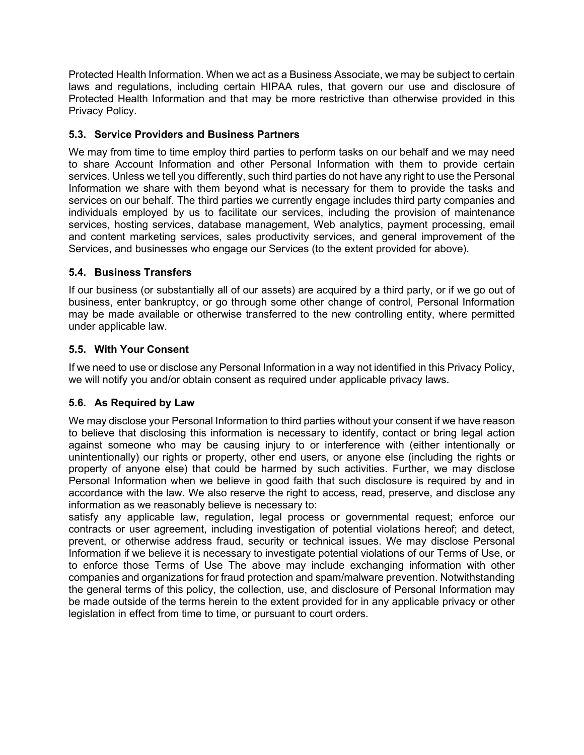Protected Health Information. When we act as a Business Associate, we may be subject to certain laws and regulations, including certain HIPAA rules, that govern our use and disclosure of Protected Health Information and that may be more restrictive than otherwise provided in this Privacy Policy.

### 5.3. Service Providers and Business Partners

We may from time to time employ third parties to perform tasks on our behalf and we may need to share Account Information and other Personal Information with them to provide certain services. Unless we tell you differently, such third parties do not have any right to use the Personal Information we share with them beyond what is necessary for them to provide the tasks and services on our behalf. The third parties we currently engage includes third party companies and individuals employed by us to facilitate our services, including the provision of maintenance services, hosting services, database management, Web analytics, payment processing, email and content marketing services, sales productivity services, and general improvement of the Services, and businesses who engage our Services (to the extent provided for above).

### 5.4. Business Transfers

If our business (or substantially all of our assets) are acquired by a third party, or if we go out of business, enter bankruptcy, or go through some other change of control, Personal Information may be made available or otherwise transferred to the new controlling entity, where permitted under applicable law.

### 5.5. With Your Consent

If we need to use or disclose any Personal Information in a way not identified in this Privacy Policy, we will notify you and/or obtain consent as required under applicable privacy laws.

### 5.6. As Required by Law

We may disclose your Personal Information to third parties without your consent if we have reason to believe that disclosing this information is necessary to identify, contact or bring legal action against someone who may be causing injury to or interference with (either intentionally or unintentionally) our rights or property, other end users, or anyone else (including the rights or property of anyone else) that could be harmed by such activities. Further, we may disclose Personal Information when we believe in good faith that such disclosure is required by and in accordance with the law. We also reserve the right to access, read, preserve, and disclose any information as we reasonably believe is necessary to:
satisfy any applicable law, regulation, legal process or governmental request; enforce our contracts or user agreement, including investigation of potential violations hereof; and detect, prevent, or otherwise address fraud, security or technical issues. We may disclose Personal Information if we believe it is necessary to investigate potential violations of our Terms of Use, or to enforce those Terms of Use The above may include exchanging information with other companies and organizations for fraud protection and spam/malware prevention. Notwithstanding the general terms of this policy, the collection, use, and disclosure of Personal Information may be made outside of the terms herein to the extent provided for in any applicable privacy or other legislation in effect from time to time, or pursuant to court orders.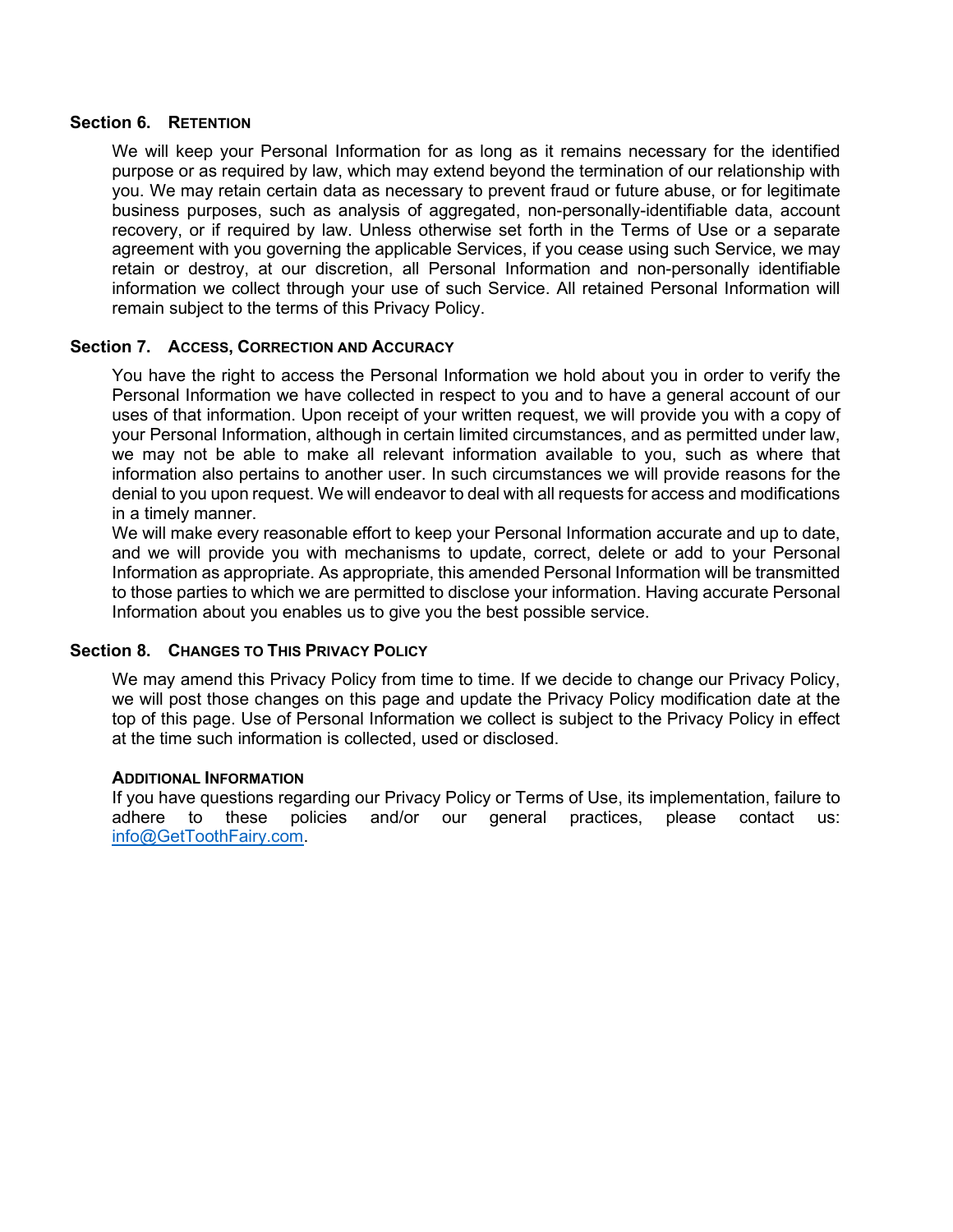## Section 6. Retention

We will keep your Personal Information for as long as it remains necessary for the identified purpose or as required by law, which may extend beyond the termination of our relationship with you. We may retain certain data as necessary to prevent fraud or future abuse, or for legitimate business purposes, such as analysis of aggregated, non-personally-identifiable data, account recovery, or if required by law. Unless otherwise set forth in the Terms of Use or a separate agreement with you governing the applicable Services, if you cease using such Service, we may retain or destroy, at our discretion, all Personal Information and non-personally identifiable information we collect through your use of such Service. All retained Personal Information will remain subject to the terms of this Privacy Policy.

## Section 7. Access, Correction and Accuracy

You have the right to access the Personal Information we hold about you in order to verify the Personal Information we have collected in respect to you and to have a general account of our uses of that information. Upon receipt of your written request, we will provide you with a copy of your Personal Information, although in certain limited circumstances, and as permitted under law, we may not be able to make all relevant information available to you, such as where that information also pertains to another user. In such circumstances we will provide reasons for the denial to you upon request. We will endeavor to deal with all requests for access and modifications in a timely manner.

We will make every reasonable effort to keep your Personal Information accurate and up to date, and we will provide you with mechanisms to update, correct, delete or add to your Personal Information as appropriate. As appropriate, this amended Personal Information will be transmitted to those parties to which we are permitted to disclose your information. Having accurate Personal Information about you enables us to give you the best possible service.

## Section 8. Changes to This Privacy Policy

We may amend this Privacy Policy from time to time. If we decide to change our Privacy Policy, we will post those changes on this page and update the Privacy Policy modification date at the top of this page. Use of Personal Information we collect is subject to the Privacy Policy in effect at the time such information is collected, used or disclosed.

### Additional Information

If you have questions regarding our Privacy Policy or Terms of Use, its implementation, failure to adhere to these policies and/or our general practices, please contact us: info@GetToothFairy.com.